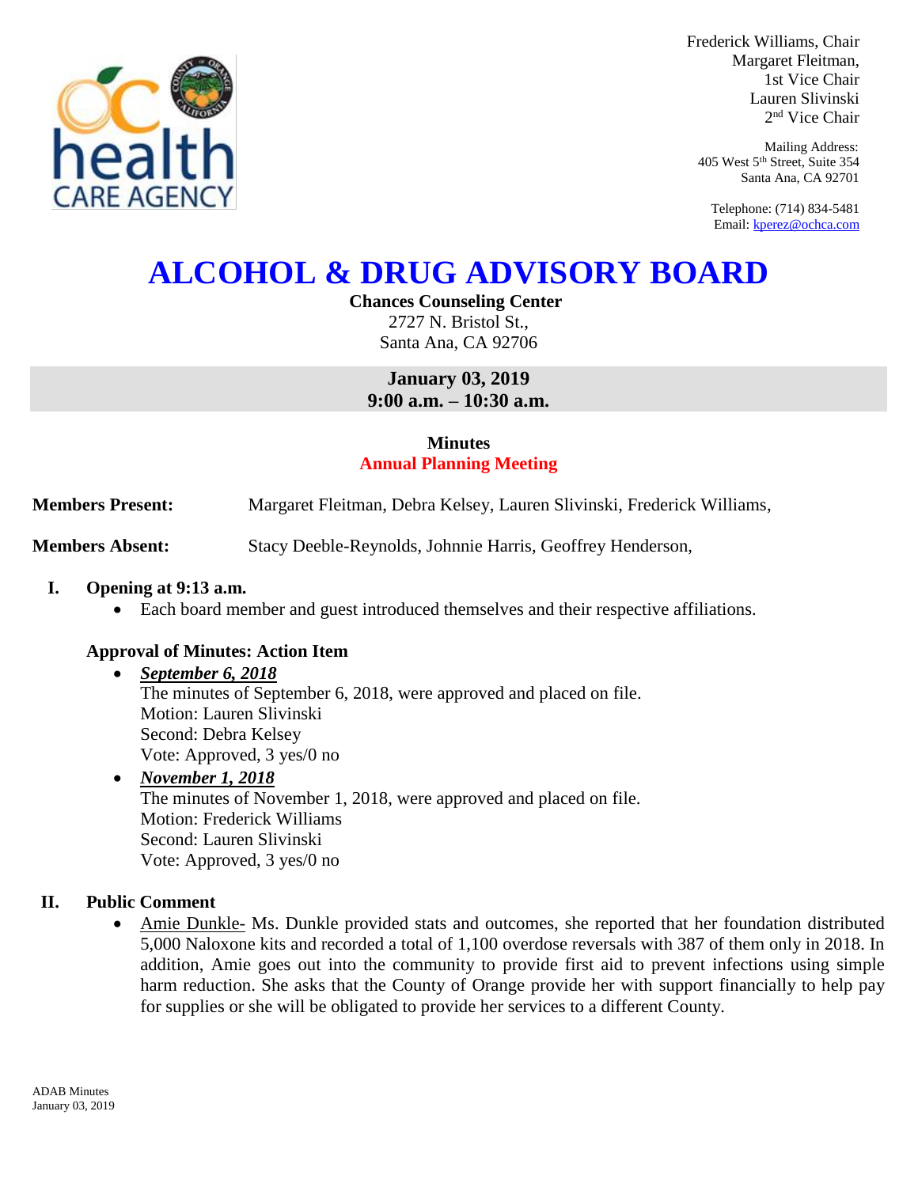Frederick Williams, Chair
Margaret Fleitman,
1st Vice Chair
Lauren Slivinski
2nd Vice Chair

Mailing Address:
405 West 5th Street, Suite 354
Santa Ana, CA 92701

Telephone: (714) 834-5481
Email: kperez@ochca.com

# ALCOHOL & DRUG ADVISORY BOARD

**Chances Counseling Center**
2727 N. Bristol St.,
Santa Ana, CA 92706

**January 03, 2019**
**9:00 a.m. – 10:30 a.m.**

**Minutes**
**Annual Planning Meeting**

**Members Present:** Margaret Fleitman, Debra Kelsey, Lauren Slivinski, Frederick Williams,

**Members Absent:** Stacy Deeble-Reynolds, Johnnie Harris, Geoffrey Henderson,

## I. Opening at 9:13 a.m.

- Each board member and guest introduced themselves and their respective affiliations.

### Approval of Minutes: Action Item

- ***September 6, 2018***
  The minutes of September 6, 2018, were approved and placed on file.
  Motion: Lauren Slivinski
  Second: Debra Kelsey
  Vote: Approved, 3 yes/0 no
- ***November 1, 2018***
  The minutes of November 1, 2018, were approved and placed on file.
  Motion: Frederick Williams
  Second: Lauren Slivinski
  Vote: Approved, 3 yes/0 no

## II. Public Comment

- Amie Dunkle- Ms. Dunkle provided stats and outcomes, she reported that her foundation distributed 5,000 Naloxone kits and recorded a total of 1,100 overdose reversals with 387 of them only in 2018. In addition, Amie goes out into the community to provide first aid to prevent infections using simple harm reduction. She asks that the County of Orange provide her with support financially to help pay for supplies or she will be obligated to provide her services to a different County.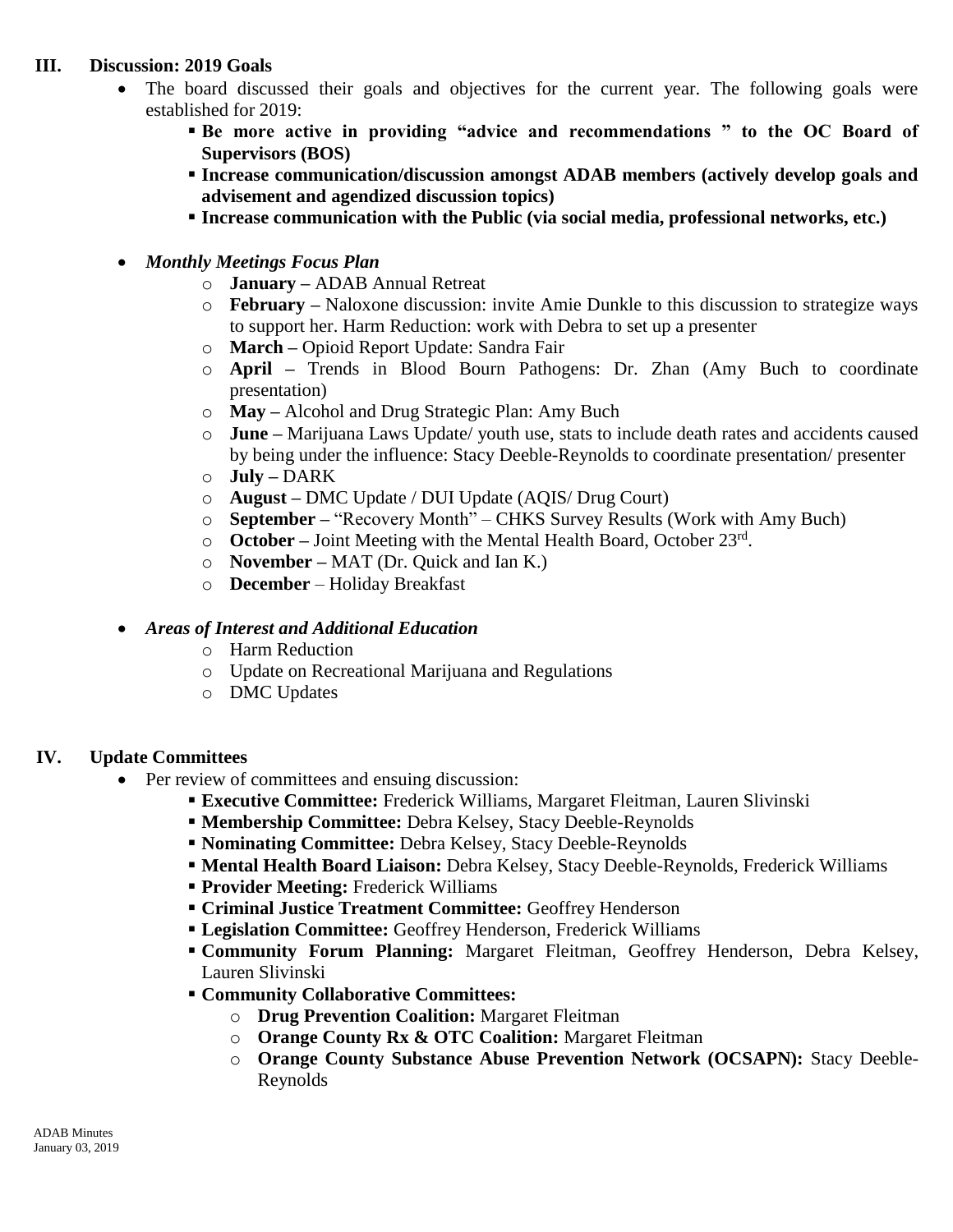## III. Discussion: 2019 Goals

- The board discussed their goals and objectives for the current year. The following goals were established for 2019:
  - **Be more active in providing "advice and recommendations " to the OC Board of Supervisors (BOS)**
  - **Increase communication/discussion amongst ADAB members (actively develop goals and advisement and agendized discussion topics)**
  - **Increase communication with the Public (via social media, professional networks, etc.)**

- ***Monthly Meetings Focus Plan***
  - **January –** ADAB Annual Retreat
  - **February –** Naloxone discussion: invite Amie Dunkle to this discussion to strategize ways to support her. Harm Reduction: work with Debra to set up a presenter
  - **March –** Opioid Report Update: Sandra Fair
  - **April –** Trends in Blood Bourn Pathogens: Dr. Zhan (Amy Buch to coordinate presentation)
  - **May –** Alcohol and Drug Strategic Plan: Amy Buch
  - **June –** Marijuana Laws Update/ youth use, stats to include death rates and accidents caused by being under the influence: Stacy Deeble-Reynolds to coordinate presentation/ presenter
  - **July –** DARK
  - **August –** DMC Update / DUI Update (AQIS/ Drug Court)
  - **September –** "Recovery Month" – CHKS Survey Results (Work with Amy Buch)
  - **October –** Joint Meeting with the Mental Health Board, October 23rd.
  - **November –** MAT (Dr. Quick and Ian K.)
  - **December** – Holiday Breakfast

- ***Areas of Interest and Additional Education***
  - Harm Reduction
  - Update on Recreational Marijuana and Regulations
  - DMC Updates

## IV. Update Committees

- Per review of committees and ensuing discussion:
  - **Executive Committee:** Frederick Williams, Margaret Fleitman, Lauren Slivinski
  - **Membership Committee:** Debra Kelsey, Stacy Deeble-Reynolds
  - **Nominating Committee:** Debra Kelsey, Stacy Deeble-Reynolds
  - **Mental Health Board Liaison:** Debra Kelsey, Stacy Deeble-Reynolds, Frederick Williams
  - **Provider Meeting:** Frederick Williams
  - **Criminal Justice Treatment Committee:** Geoffrey Henderson
  - **Legislation Committee:** Geoffrey Henderson, Frederick Williams
  - **Community Forum Planning:** Margaret Fleitman, Geoffrey Henderson, Debra Kelsey, Lauren Slivinski
  - **Community Collaborative Committees:**
    - **Drug Prevention Coalition:** Margaret Fleitman
    - **Orange County Rx & OTC Coalition:** Margaret Fleitman
    - **Orange County Substance Abuse Prevention Network (OCSAPN):** Stacy Deeble-Reynolds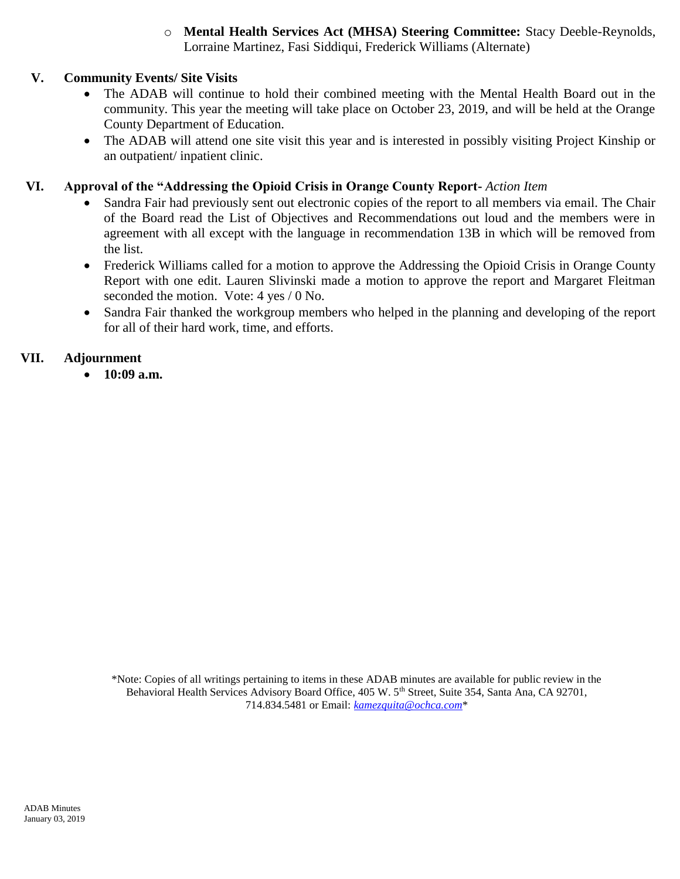- **Mental Health Services Act (MHSA) Steering Committee:** Stacy Deeble-Reynolds, Lorraine Martinez, Fasi Siddiqui, Frederick Williams (Alternate)

## V. Community Events/ Site Visits

- The ADAB will continue to hold their combined meeting with the Mental Health Board out in the community. This year the meeting will take place on October 23, 2019, and will be held at the Orange County Department of Education.
- The ADAB will attend one site visit this year and is interested in possibly visiting Project Kinship or an outpatient/ inpatient clinic.

## VI. Approval of the "Addressing the Opioid Crisis in Orange County Report- *Action Item*

- Sandra Fair had previously sent out electronic copies of the report to all members via email. The Chair of the Board read the List of Objectives and Recommendations out loud and the members were in agreement with all except with the language in recommendation 13B in which will be removed from the list.
- Frederick Williams called for a motion to approve the Addressing the Opioid Crisis in Orange County Report with one edit. Lauren Slivinski made a motion to approve the report and Margaret Fleitman seconded the motion. Vote: 4 yes / 0 No.
- Sandra Fair thanked the workgroup members who helped in the planning and developing of the report for all of their hard work, time, and efforts.

## VII. Adjournment

- **10:09 a.m.**

*Note: Copies of all writings pertaining to items in these ADAB minutes are available for public review in the Behavioral Health Services Advisory Board Office, 405 W. 5th Street, Suite 354, Santa Ana, CA 92701, 714.834.5481 or Email: kamezquita@ochca.com*